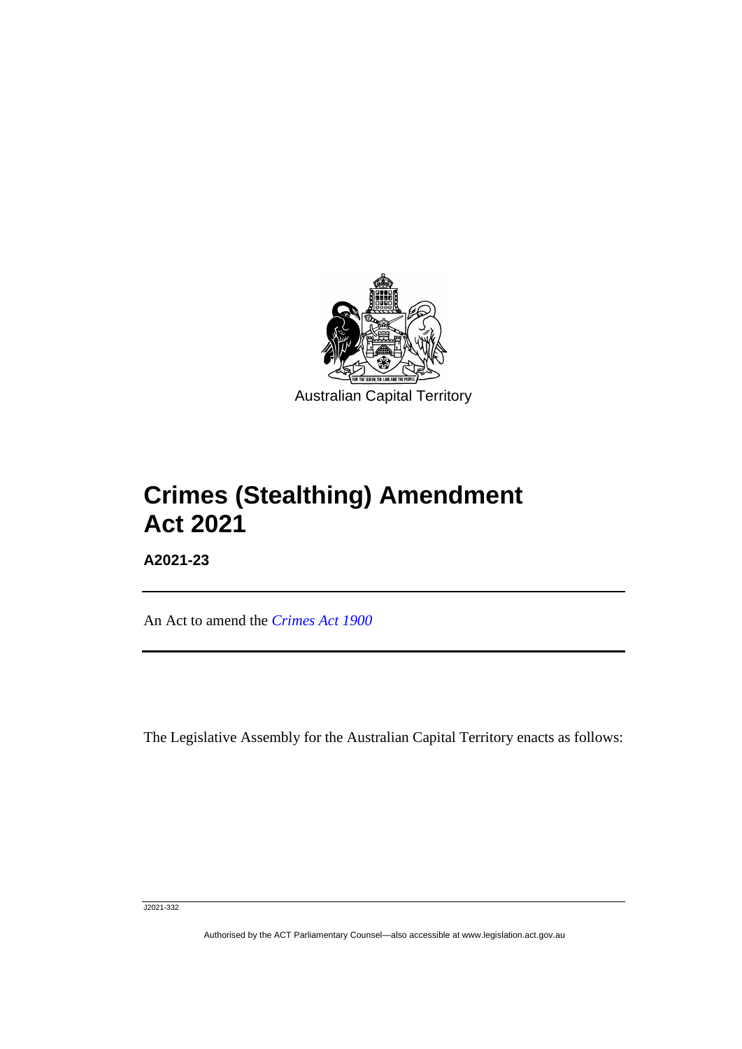Australian Capital Territory

# Crimes (Stealthing) Amendment Act 2021

**A2021-23**

An Act to amend the *Crimes Act 1900*

The Legislative Assembly for the Australian Capital Territory enacts as follows:

J2021-332

Authorised by the ACT Parliamentary Counsel—also accessible at www.legislation.act.gov.au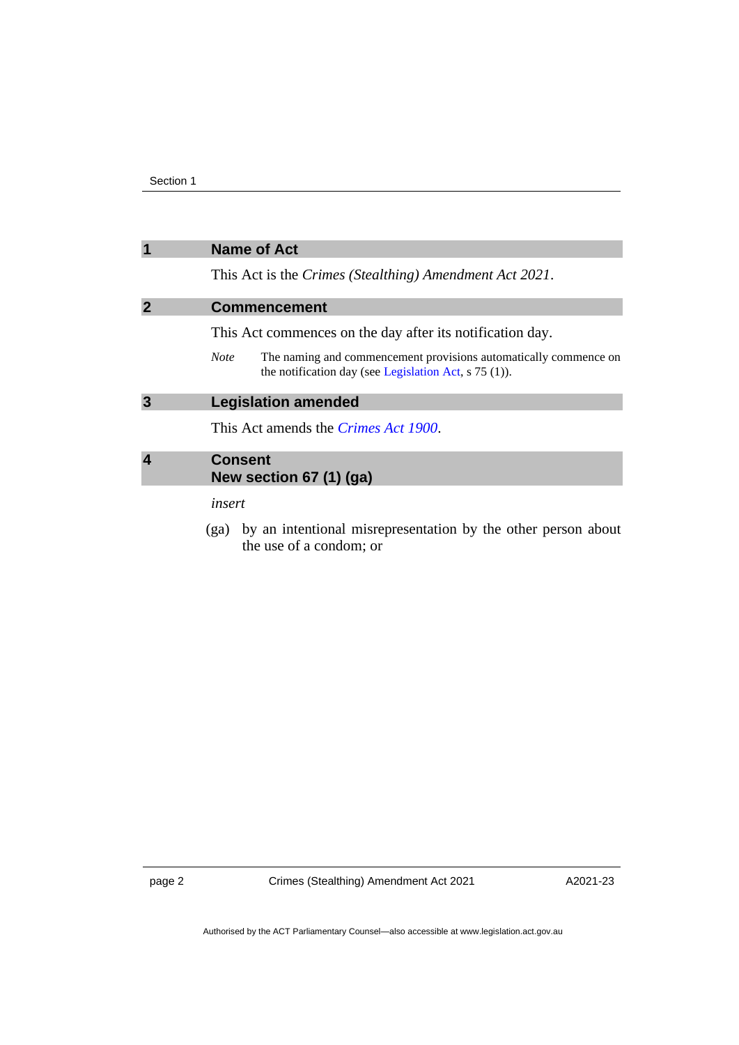## 1 Name of Act

This Act is the *Crimes (Stealthing) Amendment Act 2021*.

## 2 Commencement

This Act commences on the day after its notification day.

*Note* The naming and commencement provisions automatically commence on the notification day (see Legislation Act, s 75 (1)).

## 3 Legislation amended

This Act amends the *Crimes Act 1900*.

## 4 Consent
## New section 67 (1) (ga)

*insert*

(ga) by an intentional misrepresentation by the other person about the use of a condom; or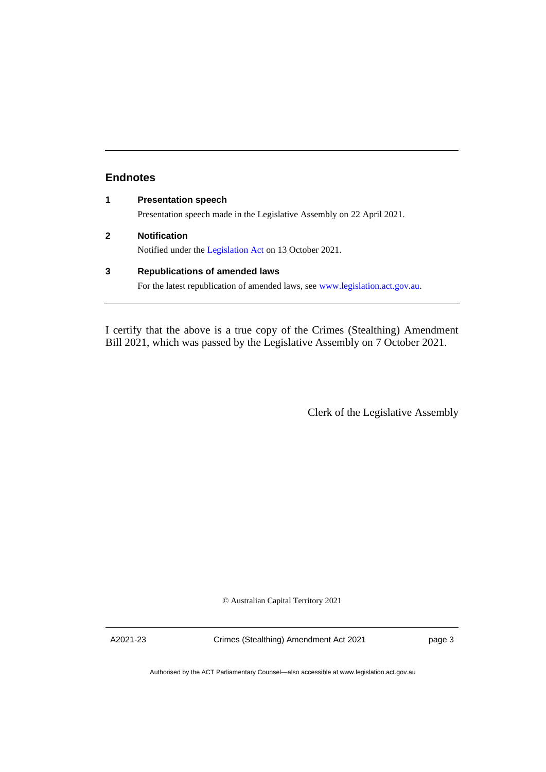## Endnotes

### 1 Presentation speech

Presentation speech made in the Legislative Assembly on 22 April 2021.

### 2 Notification

Notified under the Legislation Act on 13 October 2021.

### 3 Republications of amended laws

For the latest republication of amended laws, see www.legislation.act.gov.au.

---

I certify that the above is a true copy of the Crimes (Stealthing) Amendment Bill 2021, which was passed by the Legislative Assembly on 7 October 2021.

Clerk of the Legislative Assembly

© Australian Capital Territory 2021